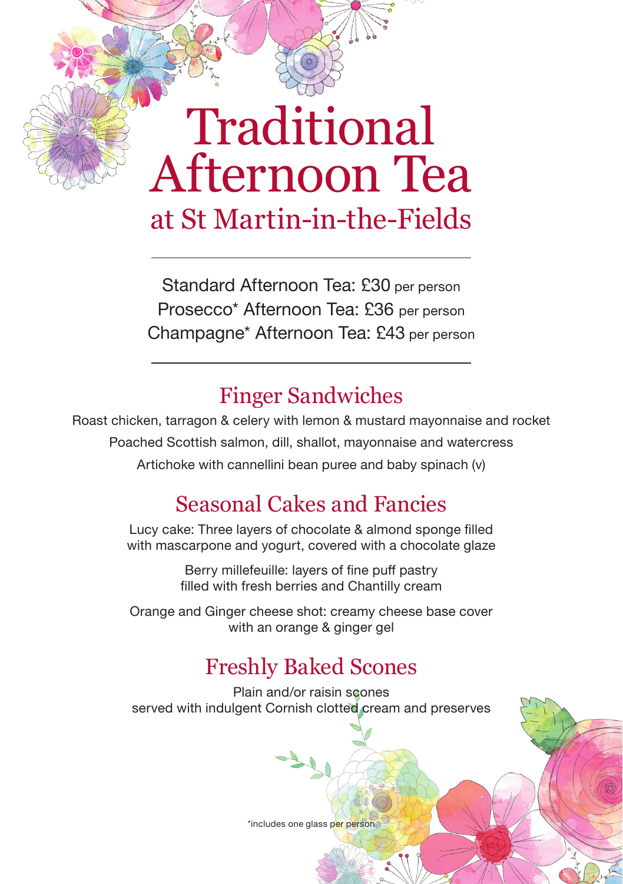# Traditional Afternoon Tea

## at St Martin-in-the-Fields

Standard Afternoon Tea: £30 per person
Prosecco* Afternoon Tea: £36 per person
Champagne* Afternoon Tea: £43 per person

## Finger Sandwiches

Roast chicken, tarragon & celery with lemon & mustard mayonnaise and rocket

Poached Scottish salmon, dill, shallot, mayonnaise and watercress

Artichoke with cannellini bean puree and baby spinach (v)

## Seasonal Cakes and Fancies

Lucy cake: Three layers of chocolate & almond sponge filled with mascarpone and yogurt, covered with a chocolate glaze

Berry millefeuille: layers of fine puff pastry filled with fresh berries and Chantilly cream

Orange and Ginger cheese shot: creamy cheese base cover with an orange & ginger gel

## Freshly Baked Scones

Plain and/or raisin scones
served with indulgent Cornish clotted cream and preserves

*includes one glass per person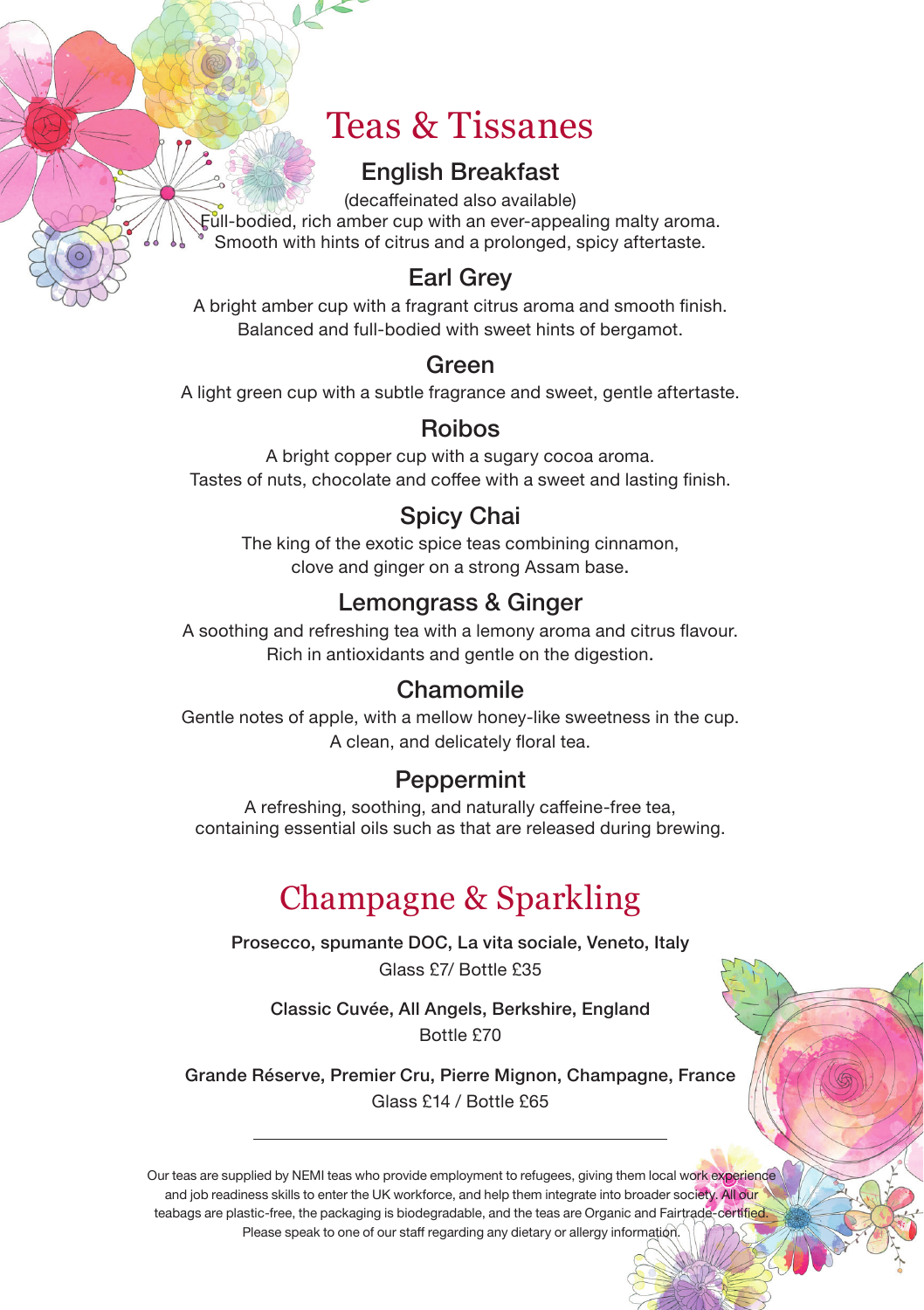# Teas & Tissanes

### English Breakfast

(decaffeinated also available)
Full-bodied, rich amber cup with an ever-appealing malty aroma.
Smooth with hints of citrus and a prolonged, spicy aftertaste.

### Earl Grey

A bright amber cup with a fragrant citrus aroma and smooth finish.
Balanced and full-bodied with sweet hints of bergamot.

### Green

A light green cup with a subtle fragrance and sweet, gentle aftertaste.

### Roibos

A bright copper cup with a sugary cocoa aroma.
Tastes of nuts, chocolate and coffee with a sweet and lasting finish.

### Spicy Chai

The king of the exotic spice teas combining cinnamon,
clove and ginger on a strong Assam base.

### Lemongrass & Ginger

A soothing and refreshing tea with a lemony aroma and citrus flavour.
Rich in antioxidants and gentle on the digestion.

### Chamomile

Gentle notes of apple, with a mellow honey-like sweetness in the cup.
A clean, and delicately floral tea.

### Peppermint

A refreshing, soothing, and naturally caffeine-free tea,
containing essential oils such as that are released during brewing.

# Champagne & Sparkling

**Prosecco, spumante DOC, La vita sociale, Veneto, Italy**
Glass £7/ Bottle £35

**Classic Cuvée, All Angels, Berkshire, England**
Bottle £70

**Grande Réserve, Premier Cru, Pierre Mignon, Champagne, France**
Glass £14 / Bottle £65

---

Our teas are supplied by NEMI teas who provide employment to refugees, giving them local work experience and job readiness skills to enter the UK workforce, and help them integrate into broader society. All our teabags are plastic-free, the packaging is biodegradable, and the teas are Organic and Fairtrade-certified.
Please speak to one of our staff regarding any dietary or allergy information.